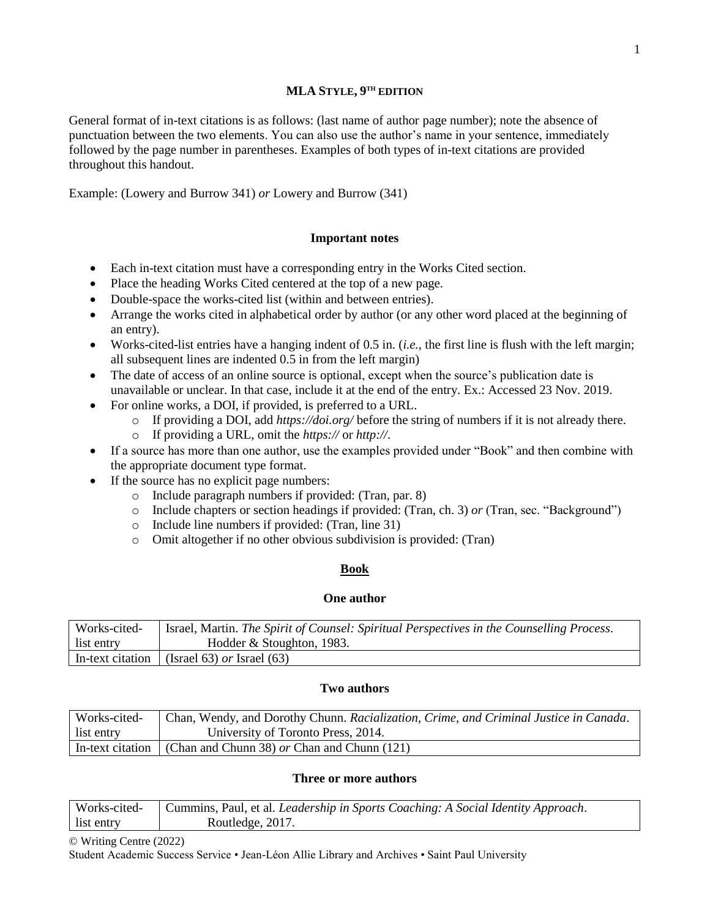# MLA STYLE, 9TH EDITION

General format of in-text citations is as follows: (last name of author page number); note the absence of punctuation between the two elements. You can also use the author's name in your sentence, immediately followed by the page number in parentheses. Examples of both types of in-text citations are provided throughout this handout.

Example: (Lowery and Burrow 341) *or* Lowery and Burrow (341)

### Important notes

- Each in-text citation must have a corresponding entry in the Works Cited section.
- Place the heading Works Cited centered at the top of a new page.
- Double-space the works-cited list (within and between entries).
- Arrange the works cited in alphabetical order by author (or any other word placed at the beginning of an entry).
- Works-cited-list entries have a hanging indent of 0.5 in. (*i.e.*, the first line is flush with the left margin; all subsequent lines are indented 0.5 in from the left margin)
- The date of access of an online source is optional, except when the source's publication date is unavailable or unclear. In that case, include it at the end of the entry. Ex.: Accessed 23 Nov. 2019.
- For online works, a DOI, if provided, is preferred to a URL.
    - If providing a DOI, add *https://doi.org/* before the string of numbers if it is not already there.
    - If providing a URL, omit the *https://* or *http://*.
- If a source has more than one author, use the examples provided under "Book" and then combine with the appropriate document type format.
- If the source has no explicit page numbers:
    - Include paragraph numbers if provided: (Tran, par. 8)
    - Include chapters or section headings if provided: (Tran, ch. 3) *or* (Tran, sec. "Background")
    - Include line numbers if provided: (Tran, line 31)
    - Omit altogether if no other obvious subdivision is provided: (Tran)

## Book

### One author

| | |
|---|---|
| Works-cited-list entry | Israel, Martin. *The Spirit of Counsel: Spiritual Perspectives in the Counselling Process*. Hodder & Stoughton, 1983. |
| In-text citation | (Israel 63) *or* Israel (63) |

### Two authors

| | |
|---|---|
| Works-cited-list entry | Chan, Wendy, and Dorothy Chunn. *Racialization, Crime, and Criminal Justice in Canada*. University of Toronto Press, 2014. |
| In-text citation | (Chan and Chunn 38) *or* Chan and Chunn (121) |

### Three or more authors

| | |
|---|---|
| Works-cited-list entry | Cummins, Paul, et al. *Leadership in Sports Coaching: A Social Identity Approach*. Routledge, 2017. |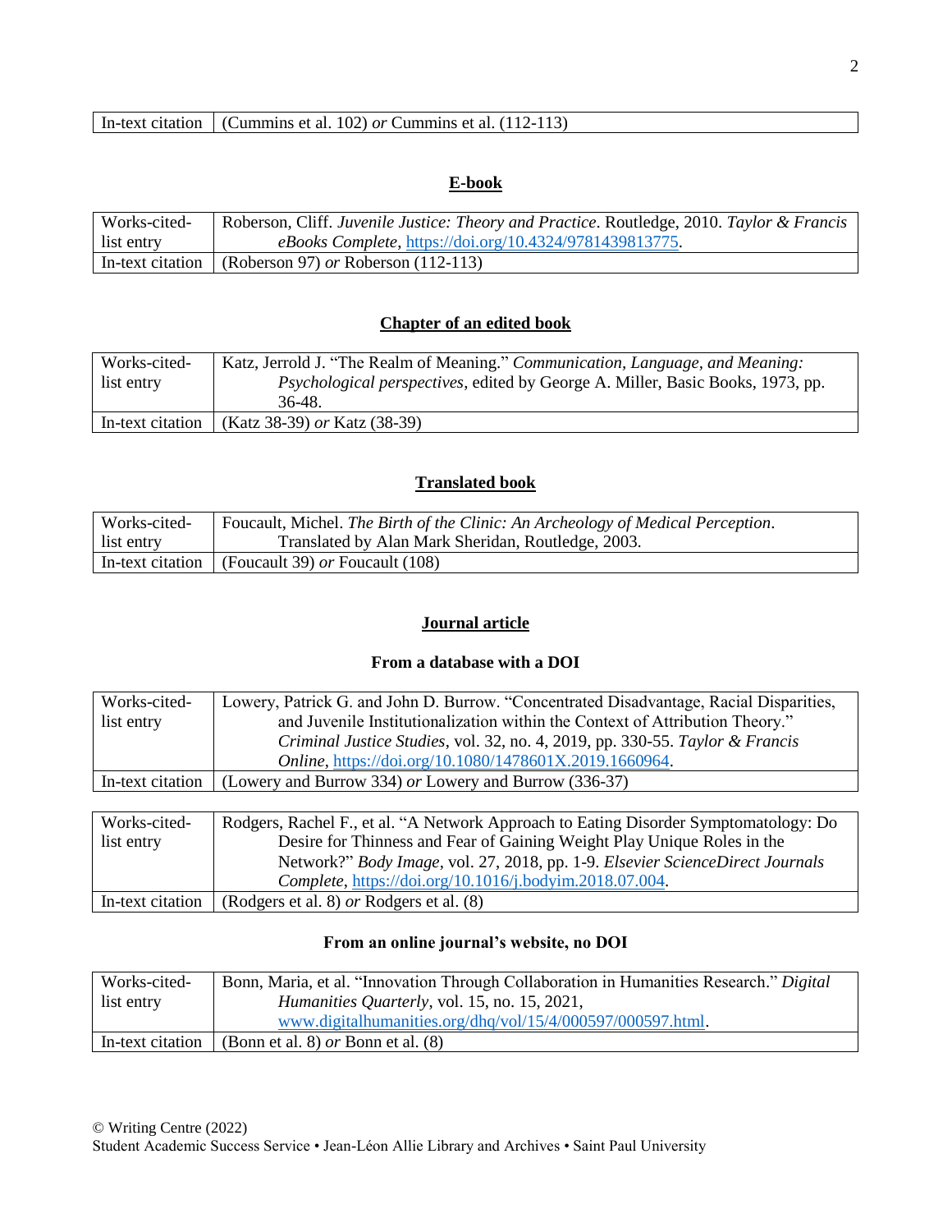| In-text citation | (Cummins et al. 102) *or* Cummins et al. (112-113) |
|---|---|

## E-book

| Works-cited-list entry | Roberson, Cliff. *Juvenile Justice: Theory and Practice*. Routledge, 2010. *Taylor & Francis eBooks Complete*, https://doi.org/10.4324/9781439813775. |
|---|---|
| In-text citation | (Roberson 97) *or* Roberson (112-113) |

## Chapter of an edited book

| Works-cited-list entry | Katz, Jerrold J. "The Realm of Meaning." *Communication, Language, and Meaning: Psychological perspectives*, edited by George A. Miller, Basic Books, 1973, pp. 36-48. |
|---|---|
| In-text citation | (Katz 38-39) *or* Katz (38-39) |

## Translated book

| Works-cited-list entry | Foucault, Michel. *The Birth of the Clinic: An Archeology of Medical Perception*. Translated by Alan Mark Sheridan, Routledge, 2003. |
|---|---|
| In-text citation | (Foucault 39) *or* Foucault (108) |

## Journal article

### From a database with a DOI

| Works-cited-list entry | Lowery, Patrick G. and John D. Burrow. "Concentrated Disadvantage, Racial Disparities, and Juvenile Institutionalization within the Context of Attribution Theory." *Criminal Justice Studies*, vol. 32, no. 4, 2019, pp. 330-55. *Taylor & Francis Online*, https://doi.org/10.1080/1478601X.2019.1660964. |
|---|---|
| In-text citation | (Lowery and Burrow 334) *or* Lowery and Burrow (336-37) |

| Works-cited-list entry | Rodgers, Rachel F., et al. "A Network Approach to Eating Disorder Symptomatology: Do Desire for Thinness and Fear of Gaining Weight Play Unique Roles in the Network?" *Body Image*, vol. 27, 2018, pp. 1-9. *Elsevier ScienceDirect Journals Complete*, https://doi.org/10.1016/j.bodyim.2018.07.004. |
|---|---|
| In-text citation | (Rodgers et al. 8) *or* Rodgers et al. (8) |

### From an online journal's website, no DOI

| Works-cited-list entry | Bonn, Maria, et al. "Innovation Through Collaboration in Humanities Research." *Digital Humanities Quarterly*, vol. 15, no. 15, 2021, www.digitalhumanities.org/dhq/vol/15/4/000597/000597.html. |
|---|---|
| In-text citation | (Bonn et al. 8) *or* Bonn et al. (8) |

© Writing Centre (2022)
Student Academic Success Service • Jean-Léon Allie Library and Archives • Saint Paul University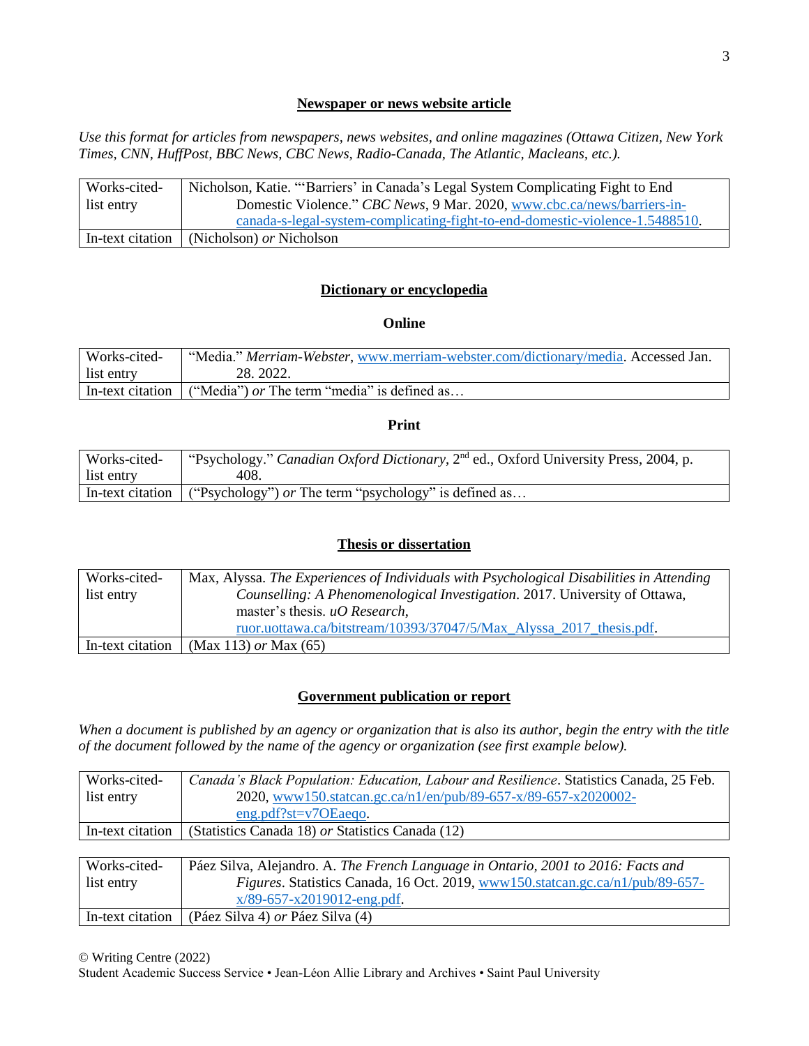## Newspaper or news website article

*Use this format for articles from newspapers, news websites, and online magazines (Ottawa Citizen, New York Times, CNN, HuffPost, BBC News, CBC News, Radio-Canada, The Atlantic, Macleans, etc.).*

| | |
|---|---|
| Works-cited-list entry | Nicholson, Katie. "'Barriers' in Canada's Legal System Complicating Fight to End Domestic Violence." *CBC News*, 9 Mar. 2020, www.cbc.ca/news/barriers-in-canada-s-legal-system-complicating-fight-to-end-domestic-violence-1.5488510. |
| In-text citation | (Nicholson) *or* Nicholson |

## Dictionary or encyclopedia

### Online

| | |
|---|---|
| Works-cited-list entry | "Media." *Merriam-Webster*, www.merriam-webster.com/dictionary/media. Accessed Jan. 28. 2022. |
| In-text citation | ("Media") *or* The term "media" is defined as… |

### Print

| | |
|---|---|
| Works-cited-list entry | "Psychology." *Canadian Oxford Dictionary*, 2nd ed., Oxford University Press, 2004, p. 408. |
| In-text citation | ("Psychology") *or* The term "psychology" is defined as… |

## Thesis or dissertation

| | |
|---|---|
| Works-cited-list entry | Max, Alyssa. *The Experiences of Individuals with Psychological Disabilities in Attending Counselling: A Phenomenological Investigation*. 2017. University of Ottawa, master's thesis. *uO Research*, ruor.uottawa.ca/bitstream/10393/37047/5/Max_Alyssa_2017_thesis.pdf. |
| In-text citation | (Max 113) *or* Max (65) |

## Government publication or report

*When a document is published by an agency or organization that is also its author, begin the entry with the title of the document followed by the name of the agency or organization (see first example below).*

| | |
|---|---|
| Works-cited-list entry | *Canada's Black Population: Education, Labour and Resilience*. Statistics Canada, 25 Feb. 2020, www150.statcan.gc.ca/n1/en/pub/89-657-x/89-657-x2020002-eng.pdf?st=v7OEaeqo. |
| In-text citation | (Statistics Canada 18) *or* Statistics Canada (12) |

| | |
|---|---|
| Works-cited-list entry | Páez Silva, Alejandro. A. *The French Language in Ontario, 2001 to 2016: Facts and Figures*. Statistics Canada, 16 Oct. 2019, www150.statcan.gc.ca/n1/pub/89-657-x/89-657-x2019012-eng.pdf. |
| In-text citation | (Páez Silva 4) *or* Páez Silva (4) |

© Writing Centre (2022)
Student Academic Success Service • Jean-Léon Allie Library and Archives • Saint Paul University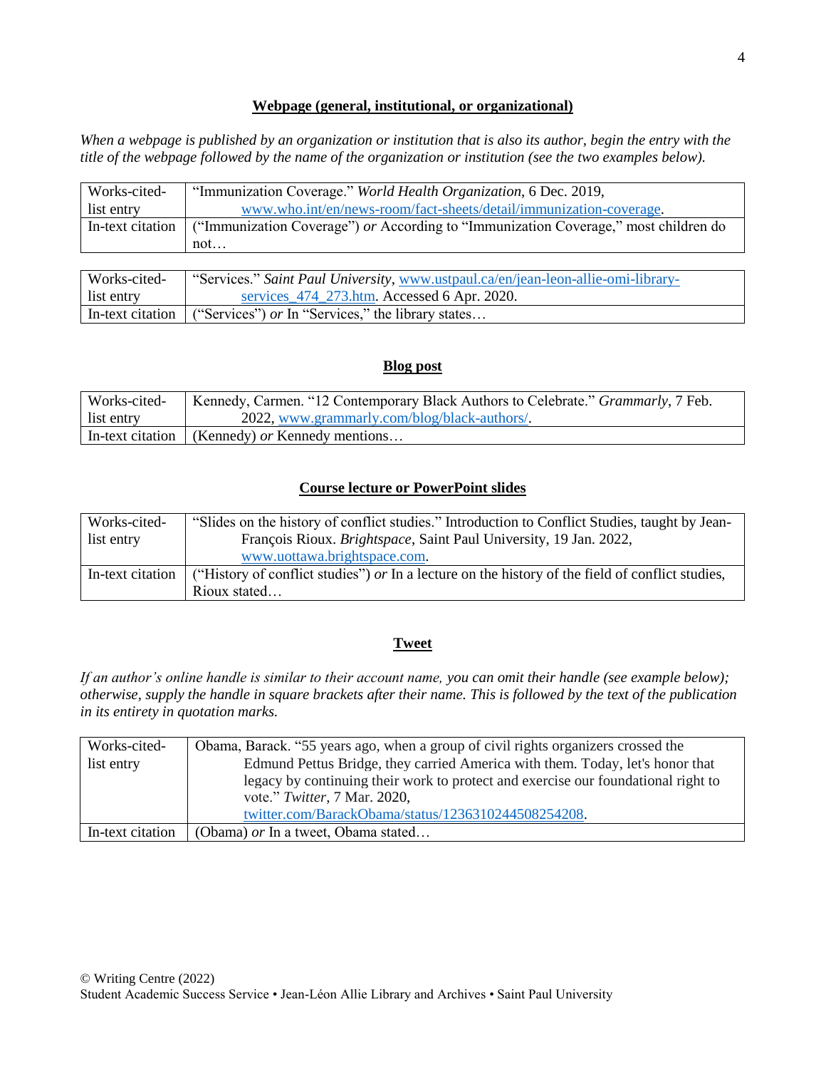## Webpage (general, institutional, or organizational)

*When a webpage is published by an organization or institution that is also its author, begin the entry with the title of the webpage followed by the name of the organization or institution (see the two examples below).*

| | |
|---|---|
| Works-cited-list entry | "Immunization Coverage." *World Health Organization*, 6 Dec. 2019, www.who.int/en/news-room/fact-sheets/detail/immunization-coverage. |
| In-text citation | ("Immunization Coverage") *or* According to "Immunization Coverage," most children do not… |

| | |
|---|---|
| Works-cited-list entry | "Services." *Saint Paul University*, www.ustpaul.ca/en/jean-leon-allie-omi-library-services_474_273.htm. Accessed 6 Apr. 2020. |
| In-text citation | ("Services") *or* In "Services," the library states… |

## Blog post

| | |
|---|---|
| Works-cited-list entry | Kennedy, Carmen. "12 Contemporary Black Authors to Celebrate." *Grammarly*, 7 Feb. 2022, www.grammarly.com/blog/black-authors/. |
| In-text citation | (Kennedy) *or* Kennedy mentions… |

## Course lecture or PowerPoint slides

| | |
|---|---|
| Works-cited-list entry | "Slides on the history of conflict studies." Introduction to Conflict Studies, taught by Jean-François Rioux. *Brightspace*, Saint Paul University, 19 Jan. 2022, www.uottawa.brightspace.com. |
| In-text citation | ("History of conflict studies") *or* In a lecture on the history of the field of conflict studies, Rioux stated… |

## Tweet

*If an author's online handle is similar to their account name, you can omit their handle (see example below); otherwise, supply the handle in square brackets after their name. This is followed by the text of the publication in its entirety in quotation marks.*

| | |
|---|---|
| Works-cited-list entry | Obama, Barack. "55 years ago, when a group of civil rights organizers crossed the Edmund Pettus Bridge, they carried America with them. Today, let's honor that legacy by continuing their work to protect and exercise our foundational right to vote." *Twitter*, 7 Mar. 2020, twitter.com/BarackObama/status/1236310244508254208. |
| In-text citation | (Obama) *or* In a tweet, Obama stated… |

© Writing Centre (2022)
Student Academic Success Service • Jean-Léon Allie Library and Archives • Saint Paul University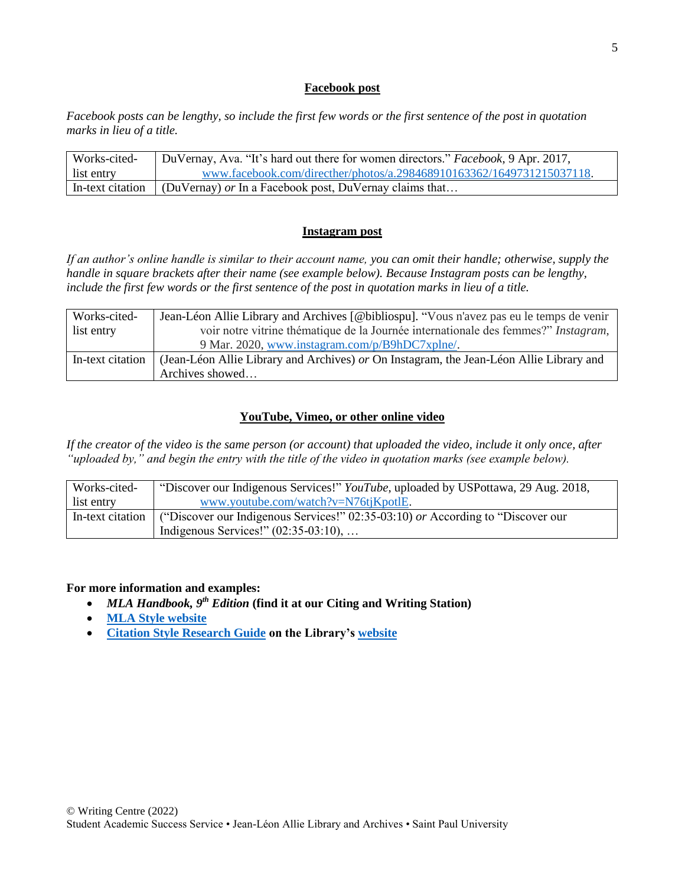### Facebook post

*Facebook posts can be lengthy, so include the first few words or the first sentence of the post in quotation marks in lieu of a title.*

| | |
|---|---|
| Works-cited-list entry | DuVernay, Ava. "It's hard out there for women directors." *Facebook*, 9 Apr. 2017, www.facebook.com/directher/photos/a.298468910163362/1649731215037118. |
| In-text citation | (DuVernay) *or* In a Facebook post, DuVernay claims that… |

### Instagram post

*If an author's online handle is similar to their account name, you can omit their handle; otherwise, supply the handle in square brackets after their name (see example below). Because Instagram posts can be lengthy, include the first few words or the first sentence of the post in quotation marks in lieu of a title.*

| | |
|---|---|
| Works-cited-list entry | Jean-Léon Allie Library and Archives [@bibliospu]. "Vous n'avez pas eu le temps de venir voir notre vitrine thématique de la Journée internationale des femmes?" *Instagram*, 9 Mar. 2020, www.instagram.com/p/B9hDC7xplne/. |
| In-text citation | (Jean-Léon Allie Library and Archives) *or* On Instagram, the Jean-Léon Allie Library and Archives showed… |

### YouTube, Vimeo, or other online video

*If the creator of the video is the same person (or account) that uploaded the video, include it only once, after "uploaded by," and begin the entry with the title of the video in quotation marks (see example below).*

| | |
|---|---|
| Works-cited-list entry | "Discover our Indigenous Services!" *YouTube*, uploaded by USPottawa, 29 Aug. 2018, www.youtube.com/watch?v=N76tjKpotlE. |
| In-text citation | ("Discover our Indigenous Services!" 02:35-03:10) *or* According to "Discover our Indigenous Services!" (02:35-03:10), … |

**For more information and examples:**

- ***MLA Handbook, 9th Edition* (find it at our Citing and Writing Station)**
- **MLA Style website**
- **Citation Style Research Guide on the Library's website**

© Writing Centre (2022)
Student Academic Success Service • Jean-Léon Allie Library and Archives • Saint Paul University